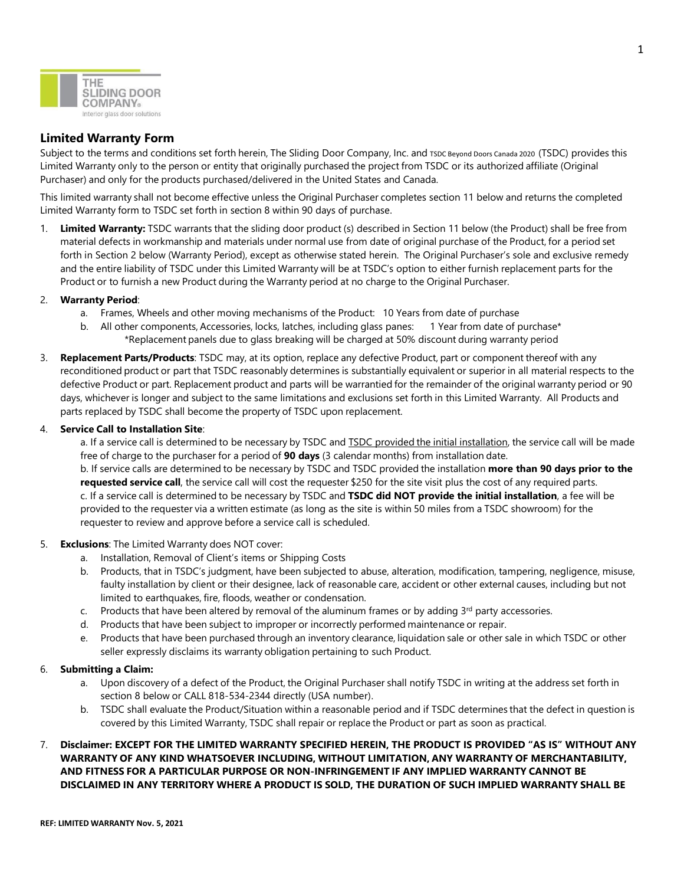THE SLIDING DOOR COMPANY®
Interior glass door solutions

## Limited Warranty Form

Subject to the terms and conditions set forth herein, The Sliding Door Company, Inc. and TSDC Beyond Doors Canada 2020 (TSDC) provides this Limited Warranty only to the person or entity that originally purchased the project from TSDC or its authorized affiliate (Original Purchaser) and only for the products purchased/delivered in the United States and Canada.

This limited warranty shall not become effective unless the Original Purchaser completes section 11 below and returns the completed Limited Warranty form to TSDC set forth in section 8 within 90 days of purchase.

1. **Limited Warranty:** TSDC warrants that the sliding door product (s) described in Section 11 below (the Product) shall be free from material defects in workmanship and materials under normal use from date of original purchase of the Product, for a period set forth in Section 2 below (Warranty Period), except as otherwise stated herein. The Original Purchaser's sole and exclusive remedy and the entire liability of TSDC under this Limited Warranty will be at TSDC's option to either furnish replacement parts for the Product or to furnish a new Product during the Warranty period at no charge to the Original Purchaser.

2. **Warranty Period**:
   a. Frames, Wheels and other moving mechanisms of the Product: 10 Years from date of purchase
   b. All other components, Accessories, locks, latches, including glass panes: 1 Year from date of purchase*
      *Replacement panels due to glass breaking will be charged at 50% discount during warranty period

3. **Replacement Parts/Products**: TSDC may, at its option, replace any defective Product, part or component thereof with any reconditioned product or part that TSDC reasonably determines is substantially equivalent or superior in all material respects to the defective Product or part. Replacement product and parts will be warrantied for the remainder of the original warranty period or 90 days, whichever is longer and subject to the same limitations and exclusions set forth in this Limited Warranty. All Products and parts replaced by TSDC shall become the property of TSDC upon replacement.

4. **Service Call to Installation Site**:
   a. If a service call is determined to be necessary by TSDC and TSDC provided the initial installation, the service call will be made free of charge to the purchaser for a period of **90 days** (3 calendar months) from installation date.
   b. If service calls are determined to be necessary by TSDC and TSDC provided the installation **more than 90 days prior to the requested service call**, the service call will cost the requester $250 for the site visit plus the cost of any required parts.
   c. If a service call is determined to be necessary by TSDC and **TSDC did NOT provide the initial installation**, a fee will be provided to the requester via a written estimate (as long as the site is within 50 miles from a TSDC showroom) for the requester to review and approve before a service call is scheduled.

5. **Exclusions**: The Limited Warranty does NOT cover:
   a. Installation, Removal of Client's items or Shipping Costs
   b. Products, that in TSDC's judgment, have been subjected to abuse, alteration, modification, tampering, negligence, misuse, faulty installation by client or their designee, lack of reasonable care, accident or other external causes, including but not limited to earthquakes, fire, floods, weather or condensation.
   c. Products that have been altered by removal of the aluminum frames or by adding 3rd party accessories.
   d. Products that have been subject to improper or incorrectly performed maintenance or repair.
   e. Products that have been purchased through an inventory clearance, liquidation sale or other sale in which TSDC or other seller expressly disclaims its warranty obligation pertaining to such Product.

6. **Submitting a Claim:**
   a. Upon discovery of a defect of the Product, the Original Purchaser shall notify TSDC in writing at the address set forth in section 8 below or CALL 818-534-2344 directly (USA number).
   b. TSDC shall evaluate the Product/Situation within a reasonable period and if TSDC determines that the defect in question is covered by this Limited Warranty, TSDC shall repair or replace the Product or part as soon as practical.

7. **Disclaimer: EXCEPT FOR THE LIMITED WARRANTY SPECIFIED HEREIN, THE PRODUCT IS PROVIDED "AS IS" WITHOUT ANY WARRANTY OF ANY KIND WHATSOEVER INCLUDING, WITHOUT LIMITATION, ANY WARRANTY OF MERCHANTABILITY, AND FITNESS FOR A PARTICULAR PURPOSE OR NON-INFRINGEMENT IF ANY IMPLIED WARRANTY CANNOT BE DISCLAIMED IN ANY TERRITORY WHERE A PRODUCT IS SOLD, THE DURATION OF SUCH IMPLIED WARRANTY SHALL BE**

REF: LIMITED WARRANTY Nov. 5, 2021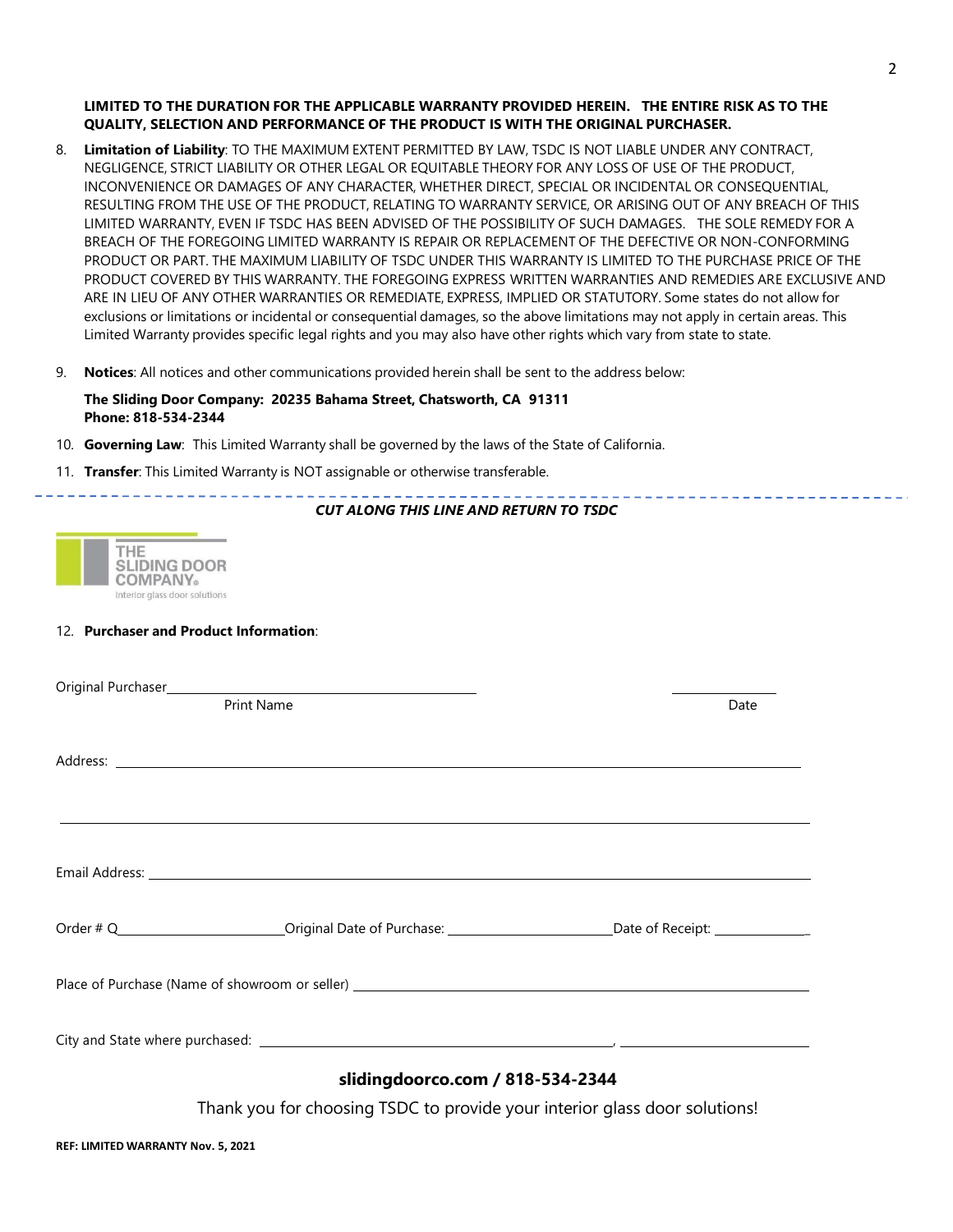**LIMITED TO THE DURATION FOR THE APPLICABLE WARRANTY PROVIDED HEREIN. THE ENTIRE RISK AS TO THE QUALITY, SELECTION AND PERFORMANCE OF THE PRODUCT IS WITH THE ORIGINAL PURCHASER.**

8. **Limitation of Liability**: TO THE MAXIMUM EXTENT PERMITTED BY LAW, TSDC IS NOT LIABLE UNDER ANY CONTRACT, NEGLIGENCE, STRICT LIABILITY OR OTHER LEGAL OR EQUITABLE THEORY FOR ANY LOSS OF USE OF THE PRODUCT, INCONVENIENCE OR DAMAGES OF ANY CHARACTER, WHETHER DIRECT, SPECIAL OR INCIDENTAL OR CONSEQUENTIAL, RESULTING FROM THE USE OF THE PRODUCT, RELATING TO WARRANTY SERVICE, OR ARISING OUT OF ANY BREACH OF THIS LIMITED WARRANTY, EVEN IF TSDC HAS BEEN ADVISED OF THE POSSIBILITY OF SUCH DAMAGES. THE SOLE REMEDY FOR A BREACH OF THE FOREGOING LIMITED WARRANTY IS REPAIR OR REPLACEMENT OF THE DEFECTIVE OR NON-CONFORMING PRODUCT OR PART. THE MAXIMUM LIABILITY OF TSDC UNDER THIS WARRANTY IS LIMITED TO THE PURCHASE PRICE OF THE PRODUCT COVERED BY THIS WARRANTY. THE FOREGOING EXPRESS WRITTEN WARRANTIES AND REMEDIES ARE EXCLUSIVE AND ARE IN LIEU OF ANY OTHER WARRANTIES OR REMEDIATE, EXPRESS, IMPLIED OR STATUTORY. Some states do not allow for exclusions or limitations or incidental or consequential damages, so the above limitations may not apply in certain areas. This Limited Warranty provides specific legal rights and you may also have other rights which vary from state to state.

9. **Notices**: All notices and other communications provided herein shall be sent to the address below:

   **The Sliding Door Company: 20235 Bahama Street, Chatsworth, CA 91311**
   **Phone: 818-534-2344**

10. **Governing Law**: This Limited Warranty shall be governed by the laws of the State of California.

11. **Transfer**: This Limited Warranty is NOT assignable or otherwise transferable.

---

***CUT ALONG THIS LINE AND RETURN TO TSDC***

THE SLIDING DOOR COMPANY®
interior glass door solutions

12. **Purchaser and Product Information**:

Original Purchaser______________________________ ____________
Print Name Date

Address: ______________________________________________________________

______________________________________________________________

Email Address: ______________________________________________________________

Order # Q______________ Original Date of Purchase: ______________ Date of Receipt: ____________

Place of Purchase (Name of showroom or seller) ______________________________________________

City and State where purchased: ______________________________, ______________

**slidingdoorco.com / 818-534-2344**

Thank you for choosing TSDC to provide your interior glass door solutions!

**REF: LIMITED WARRANTY Nov. 5, 2021**